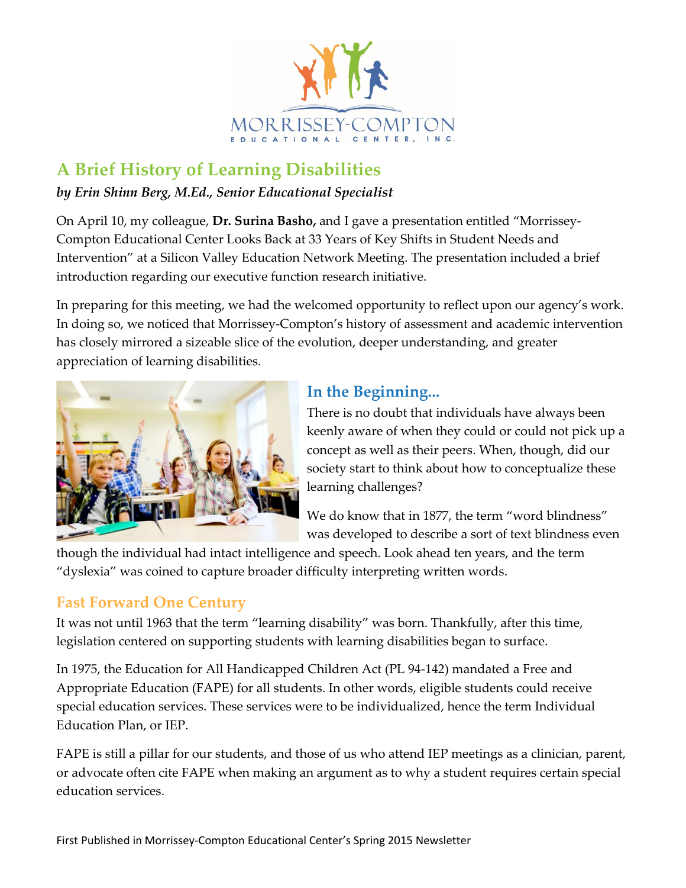# A Brief History of Learning Disabilities

***by Erin Shinn Berg, M.Ed., Senior Educational Specialist***

On April 10, my colleague, **Dr. Surina Basho,** and I gave a presentation entitled "Morrissey-Compton Educational Center Looks Back at 33 Years of Key Shifts in Student Needs and Intervention" at a Silicon Valley Education Network Meeting. The presentation included a brief introduction regarding our executive function research initiative.

In preparing for this meeting, we had the welcomed opportunity to reflect upon our agency's work. In doing so, we noticed that Morrissey-Compton's history of assessment and academic intervention has closely mirrored a sizeable slice of the evolution, deeper understanding, and greater appreciation of learning disabilities.

## In the Beginning...

There is no doubt that individuals have always been keenly aware of when they could or could not pick up a concept as well as their peers. When, though, did our society start to think about how to conceptualize these learning challenges?

We do know that in 1877, the term "word blindness" was developed to describe a sort of text blindness even though the individual had intact intelligence and speech. Look ahead ten years, and the term "dyslexia" was coined to capture broader difficulty interpreting written words.

## Fast Forward One Century

It was not until 1963 that the term "learning disability" was born. Thankfully, after this time, legislation centered on supporting students with learning disabilities began to surface.

In 1975, the Education for All Handicapped Children Act (PL 94-142) mandated a Free and Appropriate Education (FAPE) for all students. In other words, eligible students could receive special education services. These services were to be individualized, hence the term Individual Education Plan, or IEP.

FAPE is still a pillar for our students, and those of us who attend IEP meetings as a clinician, parent, or advocate often cite FAPE when making an argument as to why a student requires certain special education services.

First Published in Morrissey-Compton Educational Center's Spring 2015 Newsletter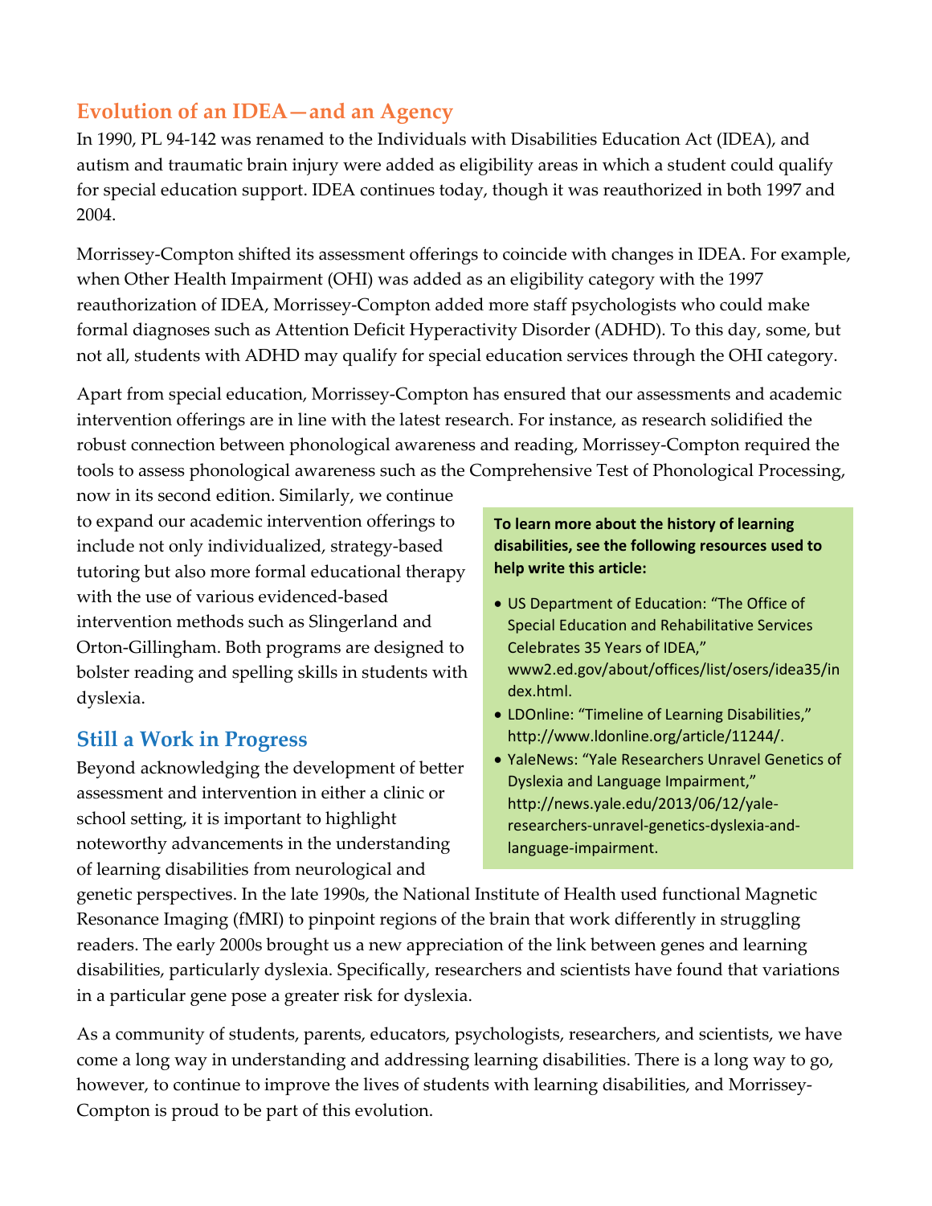## Evolution of an IDEA—and an Agency

In 1990, PL 94-142 was renamed to the Individuals with Disabilities Education Act (IDEA), and autism and traumatic brain injury were added as eligibility areas in which a student could qualify for special education support. IDEA continues today, though it was reauthorized in both 1997 and 2004.

Morrissey-Compton shifted its assessment offerings to coincide with changes in IDEA. For example, when Other Health Impairment (OHI) was added as an eligibility category with the 1997 reauthorization of IDEA, Morrissey-Compton added more staff psychologists who could make formal diagnoses such as Attention Deficit Hyperactivity Disorder (ADHD). To this day, some, but not all, students with ADHD may qualify for special education services through the OHI category.

Apart from special education, Morrissey-Compton has ensured that our assessments and academic intervention offerings are in line with the latest research. For instance, as research solidified the robust connection between phonological awareness and reading, Morrissey-Compton required the tools to assess phonological awareness such as the Comprehensive Test of Phonological Processing, now in its second edition. Similarly, we continue to expand our academic intervention offerings to include not only individualized, strategy-based tutoring but also more formal educational therapy with the use of various evidenced-based intervention methods such as Slingerland and Orton-Gillingham. Both programs are designed to bolster reading and spelling skills in students with dyslexia.

## Still a Work in Progress

Beyond acknowledging the development of better assessment and intervention in either a clinic or school setting, it is important to highlight noteworthy advancements in the understanding of learning disabilities from neurological and genetic perspectives. In the late 1990s, the National Institute of Health used functional Magnetic Resonance Imaging (fMRI) to pinpoint regions of the brain that work differently in struggling readers. The early 2000s brought us a new appreciation of the link between genes and learning disabilities, particularly dyslexia. Specifically, researchers and scientists have found that variations in a particular gene pose a greater risk for dyslexia.

As a community of students, parents, educators, psychologists, researchers, and scientists, we have come a long way in understanding and addressing learning disabilities. There is a long way to go, however, to continue to improve the lives of students with learning disabilities, and Morrissey-Compton is proud to be part of this evolution.

**To learn more about the history of learning disabilities, see the following resources used to help write this article:**

- US Department of Education: "The Office of Special Education and Rehabilitative Services Celebrates 35 Years of IDEA," www2.ed.gov/about/offices/list/osers/idea35/index.html.
- LDOnline: "Timeline of Learning Disabilities," http://www.ldonline.org/article/11244/.
- YaleNews: "Yale Researchers Unravel Genetics of Dyslexia and Language Impairment," http://news.yale.edu/2013/06/12/yale-researchers-unravel-genetics-dyslexia-and-language-impairment.